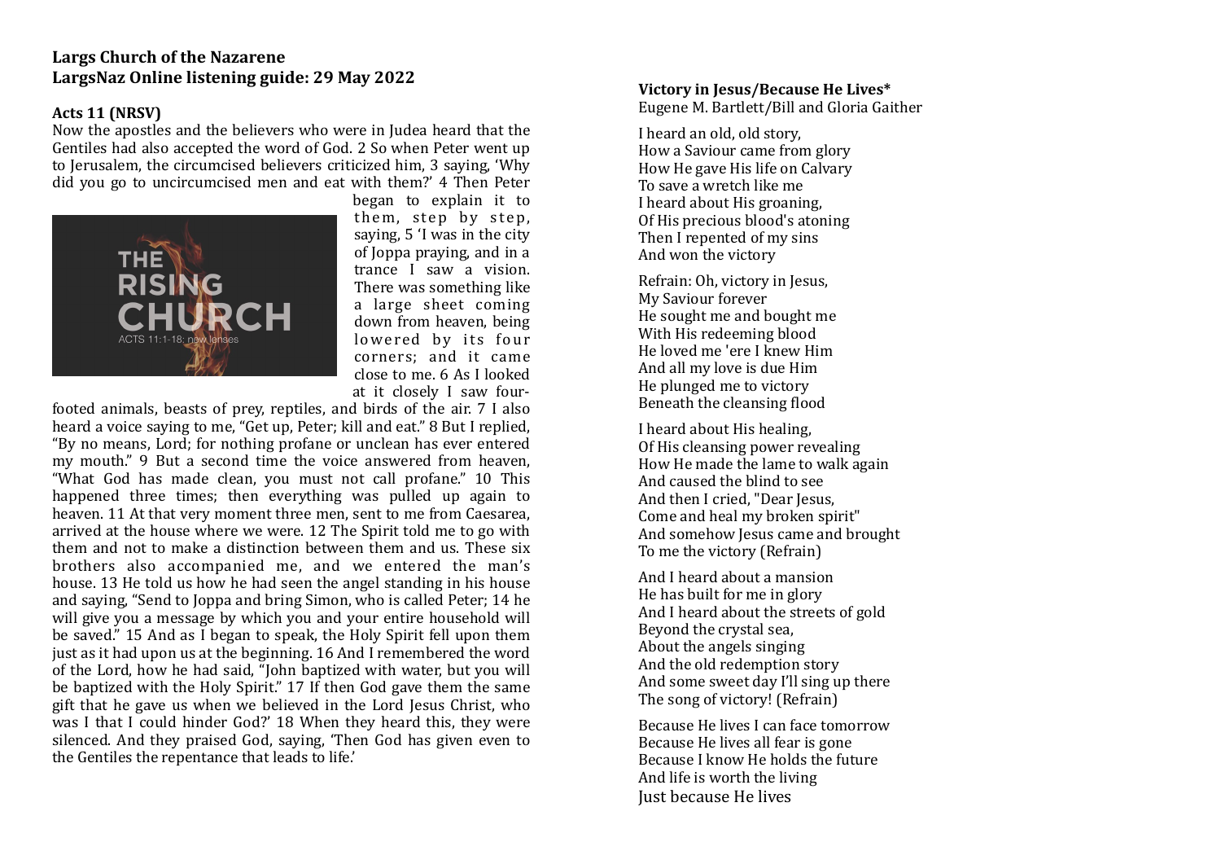**Largs Church of the Nazarene**
**LargsNaz Online listening guide: 29 May 2022**

**Acts 11 (NRSV)**

Now the apostles and the believers who were in Judea heard that the Gentiles had also accepted the word of God. 2 So when Peter went up to Jerusalem, the circumcised believers criticized him, 3 saying, 'Why did you go to uncircumcised men and eat with them?' 4 Then Peter began to explain it to them, step by step, saying, 5 'I was in the city of Joppa praying, and in a trance I saw a vision. There was something like a large sheet coming down from heaven, being lowered by its four corners; and it came close to me. 6 As I looked at it closely I saw four-footed animals, beasts of prey, reptiles, and birds of the air. 7 I also heard a voice saying to me, "Get up, Peter; kill and eat." 8 But I replied, "By no means, Lord; for nothing profane or unclean has ever entered my mouth." 9 But a second time the voice answered from heaven, "What God has made clean, you must not call profane." 10 This happened three times; then everything was pulled up again to heaven. 11 At that very moment three men, sent to me from Caesarea, arrived at the house where we were. 12 The Spirit told me to go with them and not to make a distinction between them and us. These six brothers also accompanied me, and we entered the man's house. 13 He told us how he had seen the angel standing in his house and saying, "Send to Joppa and bring Simon, who is called Peter; 14 he will give you a message by which you and your entire household will be saved." 15 And as I began to speak, the Holy Spirit fell upon them just as it had upon us at the beginning. 16 And I remembered the word of the Lord, how he had said, "John baptized with water, but you will be baptized with the Holy Spirit." 17 If then God gave them the same gift that he gave us when we believed in the Lord Jesus Christ, who was I that I could hinder God?' 18 When they heard this, they were silenced. And they praised God, saying, 'Then God has given even to the Gentiles the repentance that leads to life.'

**Victory in Jesus/Because He Lives***
Eugene M. Bartlett/Bill and Gloria Gaither

I heard an old, old story,
How a Saviour came from glory
How He gave His life on Calvary
To save a wretch like me
I heard about His groaning,
Of His precious blood's atoning
Then I repented of my sins
And won the victory

Refrain: Oh, victory in Jesus,
My Saviour forever
He sought me and bought me
With His redeeming blood
He loved me 'ere I knew Him
And all my love is due Him
He plunged me to victory
Beneath the cleansing flood

I heard about His healing,
Of His cleansing power revealing
How He made the lame to walk again
And caused the blind to see
And then I cried, "Dear Jesus,
Come and heal my broken spirit"
And somehow Jesus came and brought
To me the victory (Refrain)

And I heard about a mansion
He has built for me in glory
And I heard about the streets of gold
Beyond the crystal sea,
About the angels singing
And the old redemption story
And some sweet day I'll sing up there
The song of victory! (Refrain)

Because He lives I can face tomorrow
Because He lives all fear is gone
Because I know He holds the future
And life is worth the living
Just because He lives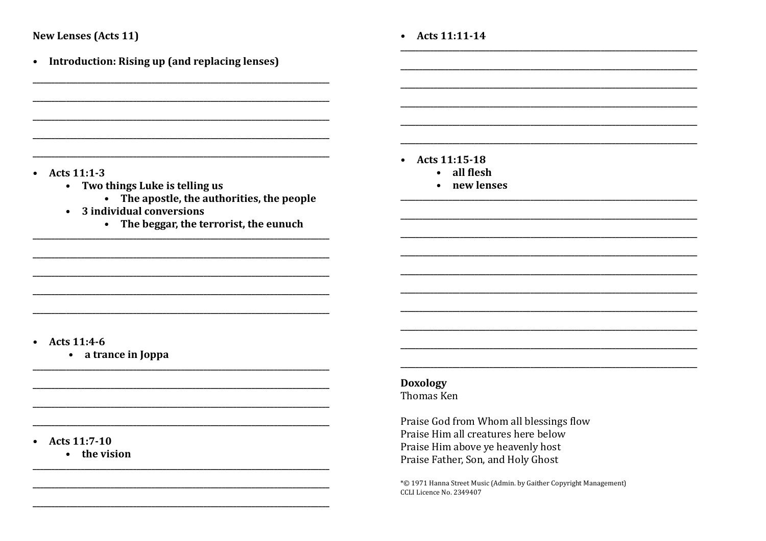**New Lenses (Acts 11)**

- **Introduction: Rising up (and replacing lenses)**

- **Acts 11:1-3**
  - **Two things Luke is telling us**
    - **The apostle, the authorities, the people**
  - **3 individual conversions**
    - **The beggar, the terrorist, the eunuch**

- **Acts 11:4-6**
  - **a trance in Joppa**

- **Acts 11:7-10**
  - **the vision**

- **Acts 11:11-14**

- **Acts 11:15-18**
  - **all flesh**
  - **new lenses**

**Doxology**
Thomas Ken

Praise God from Whom all blessings flow
Praise Him all creatures here below
Praise Him above ye heavenly host
Praise Father, Son, and Holy Ghost

*© 1971 Hanna Street Music (Admin. by Gaither Copyright Management)
CCLI Licence No. 2349407